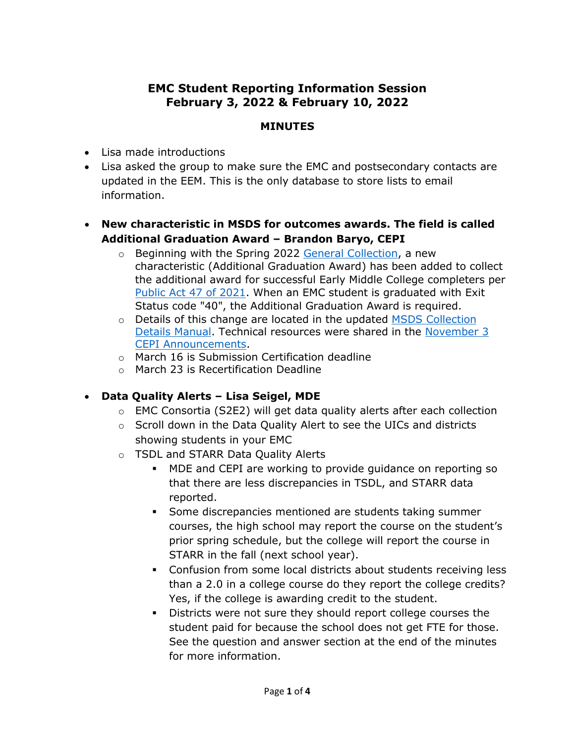# EMC Student Reporting Information Session
# February 3, 2022 & February 10, 2022

## MINUTES

- Lisa made introductions
- Lisa asked the group to make sure the EMC and postsecondary contacts are updated in the EEM. This is the only database to store lists to email information.

- **New characteristic in MSDS for outcomes awards. The field is called Additional Graduation Award – Brandon Baryo, CEPI**
  - Beginning with the Spring 2022 General Collection, a new characteristic (Additional Graduation Award) has been added to collect the additional award for successful Early Middle College completers per Public Act 47 of 2021. When an EMC student is graduated with Exit Status code "40", the Additional Graduation Award is required.
  - Details of this change are located in the updated MSDS Collection Details Manual. Technical resources were shared in the November 3 CEPI Announcements.
  - March 16 is Submission Certification deadline
  - March 23 is Recertification Deadline

- **Data Quality Alerts – Lisa Seigel, MDE**
  - EMC Consortia (S2E2) will get data quality alerts after each collection
  - Scroll down in the Data Quality Alert to see the UICs and districts showing students in your EMC
  - TSDL and STARR Data Quality Alerts
    - MDE and CEPI are working to provide guidance on reporting so that there are less discrepancies in TSDL, and STARR data reported.
    - Some discrepancies mentioned are students taking summer courses, the high school may report the course on the student's prior spring schedule, but the college will report the course in STARR in the fall (next school year).
    - Confusion from some local districts about students receiving less than a 2.0 in a college course do they report the college credits? Yes, if the college is awarding credit to the student.
    - Districts were not sure they should report college courses the student paid for because the school does not get FTE for those. See the question and answer section at the end of the minutes for more information.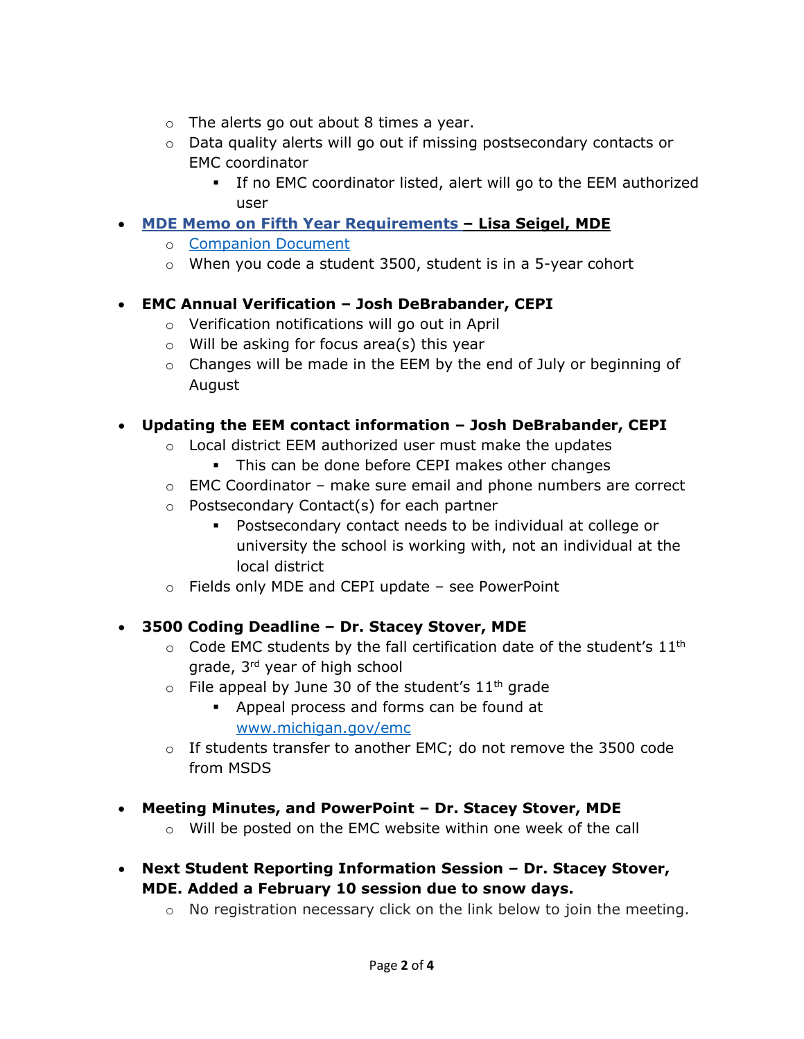- The alerts go out about 8 times a year.
    - Data quality alerts will go out if missing postsecondary contacts or EMC coordinator
        - If no EMC coordinator listed, alert will go to the EEM authorized user
- **MDE Memo on Fifth Year Requirements – Lisa Seigel, MDE**
    - Companion Document
    - When you code a student 3500, student is in a 5-year cohort

- **EMC Annual Verification – Josh DeBrabander, CEPI**
    - Verification notifications will go out in April
    - Will be asking for focus area(s) this year
    - Changes will be made in the EEM by the end of July or beginning of August

- **Updating the EEM contact information – Josh DeBrabander, CEPI**
    - Local district EEM authorized user must make the updates
        - This can be done before CEPI makes other changes
    - EMC Coordinator – make sure email and phone numbers are correct
    - Postsecondary Contact(s) for each partner
        - Postsecondary contact needs to be individual at college or university the school is working with, not an individual at the local district
    - Fields only MDE and CEPI update – see PowerPoint

- **3500 Coding Deadline – Dr. Stacey Stover, MDE**
    - Code EMC students by the fall certification date of the student's 11th grade, 3rd year of high school
    - File appeal by June 30 of the student's 11th grade
        - Appeal process and forms can be found at www.michigan.gov/emc
    - If students transfer to another EMC; do not remove the 3500 code from MSDS

- **Meeting Minutes, and PowerPoint – Dr. Stacey Stover, MDE**
    - Will be posted on the EMC website within one week of the call

- **Next Student Reporting Information Session – Dr. Stacey Stover, MDE. Added a February 10 session due to snow days.**
    - No registration necessary click on the link below to join the meeting.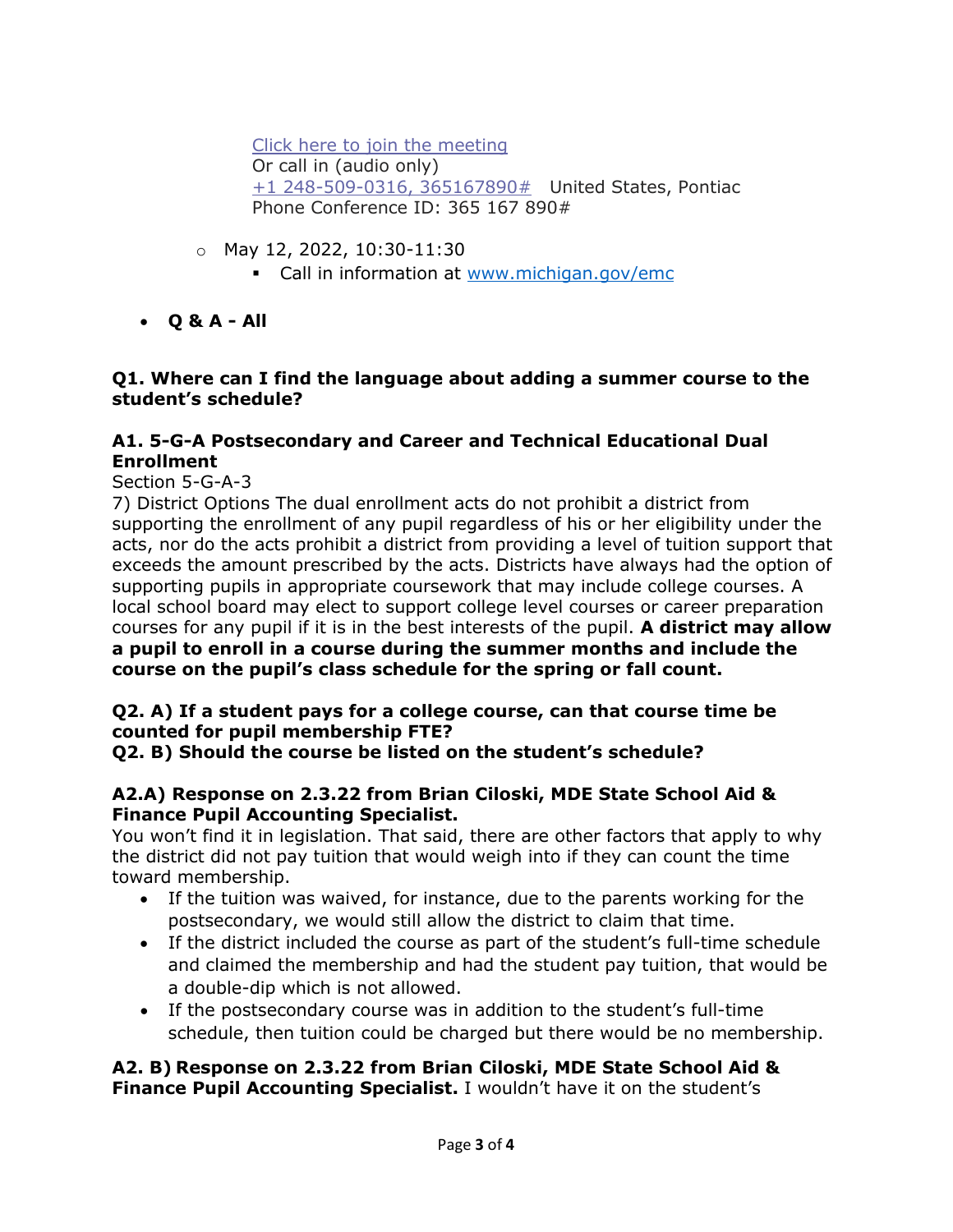[Click here to join the meeting](#)
Or call in (audio only)
[+1 248-509-0316, 365167890#](#) United States, Pontiac
Phone Conference ID: 365 167 890#

- May 12, 2022, 10:30-11:30
  - Call in information at [www.michigan.gov/emc](http://www.michigan.gov/emc)

- **Q & A - All**

**Q1. Where can I find the language about adding a summer course to the student's schedule?**

**A1. 5-G-A Postsecondary and Career and Technical Educational Dual Enrollment**
Section 5-G-A-3
7) District Options The dual enrollment acts do not prohibit a district from supporting the enrollment of any pupil regardless of his or her eligibility under the acts, nor do the acts prohibit a district from providing a level of tuition support that exceeds the amount prescribed by the acts. Districts have always had the option of supporting pupils in appropriate coursework that may include college courses. A local school board may elect to support college level courses or career preparation courses for any pupil if it is in the best interests of the pupil. **A district may allow a pupil to enroll in a course during the summer months and include the course on the pupil's class schedule for the spring or fall count.**

**Q2. A) If a student pays for a college course, can that course time be counted for pupil membership FTE?**
**Q2. B) Should the course be listed on the student's schedule?**

**A2.A) Response on 2.3.22 from Brian Ciloski, MDE State School Aid & Finance Pupil Accounting Specialist.**
You won't find it in legislation. That said, there are other factors that apply to why the district did not pay tuition that would weigh into if they can count the time toward membership.

- If the tuition was waived, for instance, due to the parents working for the postsecondary, we would still allow the district to claim that time.
- If the district included the course as part of the student's full-time schedule and claimed the membership and had the student pay tuition, that would be a double-dip which is not allowed.
- If the postsecondary course was in addition to the student's full-time schedule, then tuition could be charged but there would be no membership.

**A2. B) Response on 2.3.22 from Brian Ciloski, MDE State School Aid & Finance Pupil Accounting Specialist.** I wouldn't have it on the student's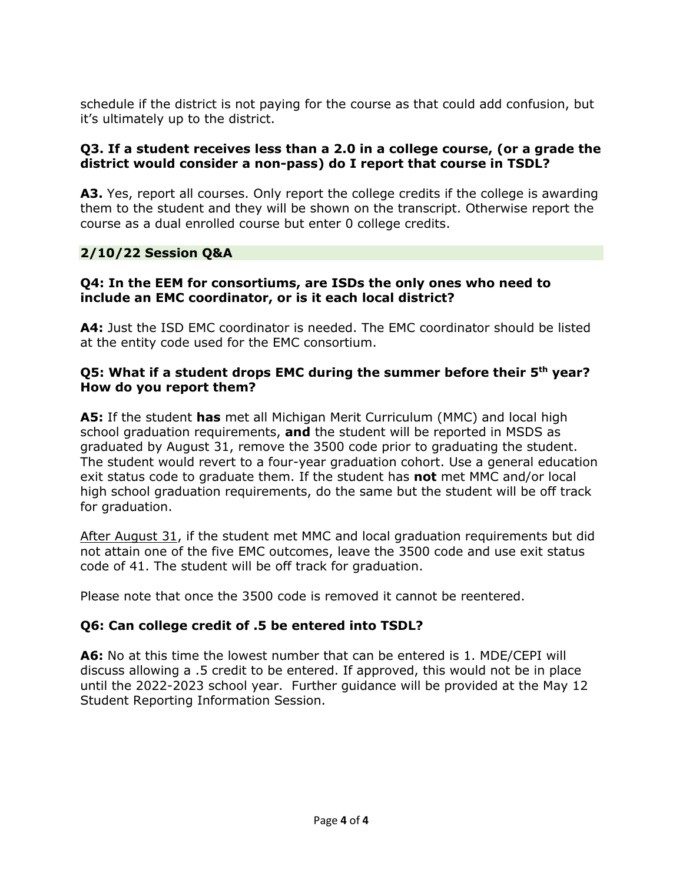schedule if the district is not paying for the course as that could add confusion, but it's ultimately up to the district.

**Q3. If a student receives less than a 2.0 in a college course, (or a grade the district would consider a non-pass) do I report that course in TSDL?**

**A3.** Yes, report all courses. Only report the college credits if the college is awarding them to the student and they will be shown on the transcript. Otherwise report the course as a dual enrolled course but enter 0 college credits.

## 2/10/22 Session Q&A

**Q4: In the EEM for consortiums, are ISDs the only ones who need to include an EMC coordinator, or is it each local district?**

**A4:** Just the ISD EMC coordinator is needed. The EMC coordinator should be listed at the entity code used for the EMC consortium.

**Q5: What if a student drops EMC during the summer before their 5th year? How do you report them?**

**A5:** If the student **has** met all Michigan Merit Curriculum (MMC) and local high school graduation requirements, **and** the student will be reported in MSDS as graduated by August 31, remove the 3500 code prior to graduating the student. The student would revert to a four-year graduation cohort. Use a general education exit status code to graduate them. If the student has **not** met MMC and/or local high school graduation requirements, do the same but the student will be off track for graduation.

After August 31, if the student met MMC and local graduation requirements but did not attain one of the five EMC outcomes, leave the 3500 code and use exit status code of 41. The student will be off track for graduation.

Please note that once the 3500 code is removed it cannot be reentered.

**Q6: Can college credit of .5 be entered into TSDL?**

**A6:** No at this time the lowest number that can be entered is 1. MDE/CEPI will discuss allowing a .5 credit to be entered. If approved, this would not be in place until the 2022-2023 school year. Further guidance will be provided at the May 12 Student Reporting Information Session.